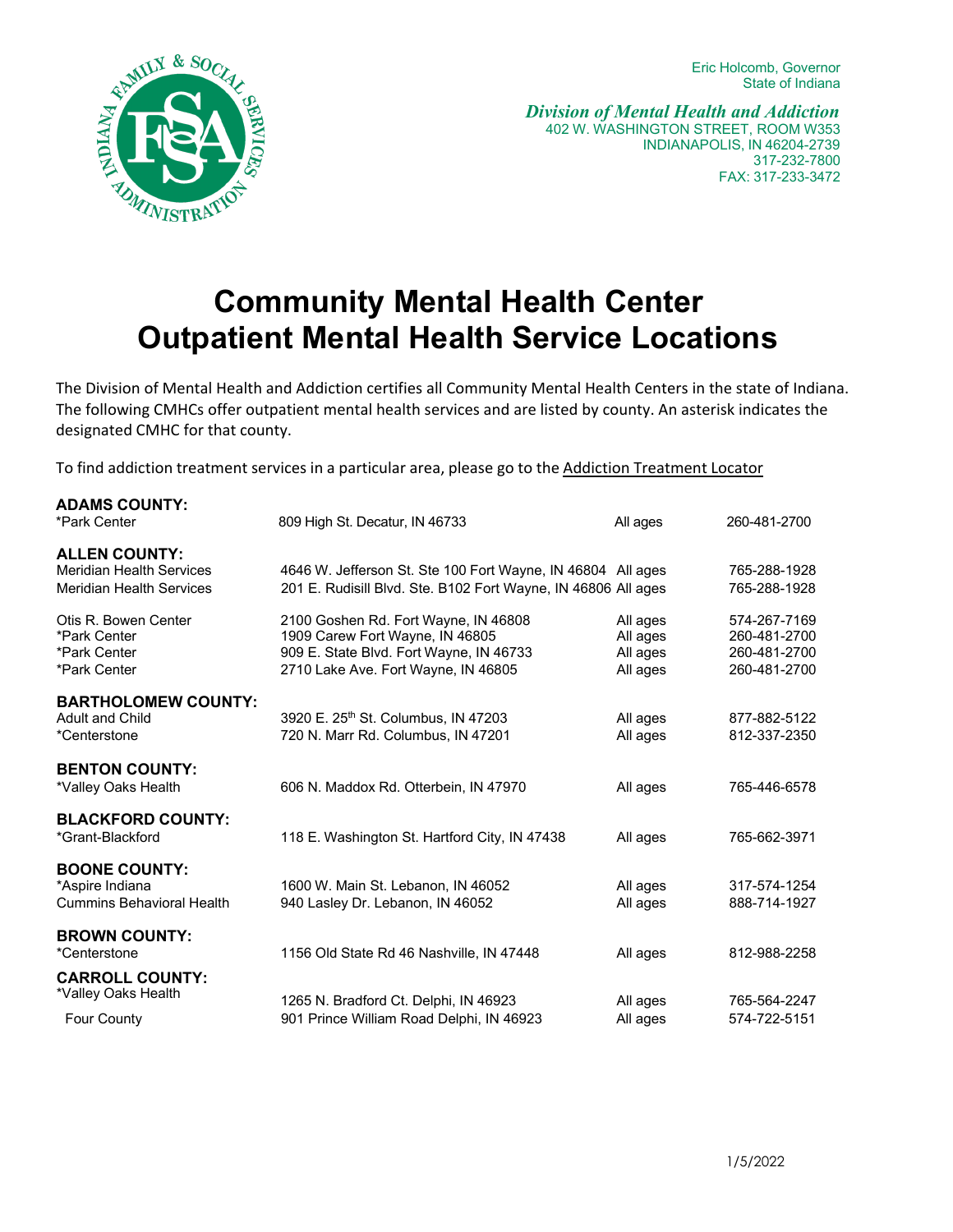Eric Holcomb, Governor
State of Indiana

*Division of Mental Health and Addiction*
402 W. WASHINGTON STREET, ROOM W353
INDIANAPOLIS, IN 46204-2739
317-232-7800
FAX: 317-233-3472

# Community Mental Health Center Outpatient Mental Health Service Locations

The Division of Mental Health and Addiction certifies all Community Mental Health Centers in the state of Indiana. The following CMHCs offer outpatient mental health services and are listed by county. An asterisk indicates the designated CMHC for that county.

To find addiction treatment services in a particular area, please go to the Addiction Treatment Locator

**ADAMS COUNTY:**

| | | | |
|---|---|---|---|
| *Park Center | 809 High St. Decatur, IN 46733 | All ages | 260-481-2700 |

**ALLEN COUNTY:**

| | | | |
|---|---|---|---|
| Meridian Health Services | 4646 W. Jefferson St. Ste 100 Fort Wayne, IN 46804 | All ages | 765-288-1928 |
| Meridian Health Services | 201 E. Rudisill Blvd. Ste. B102 Fort Wayne, IN 46806 | All ages | 765-288-1928 |
| Otis R. Bowen Center | 2100 Goshen Rd. Fort Wayne, IN 46808 | All ages | 574-267-7169 |
| *Park Center | 1909 Carew Fort Wayne, IN 46805 | All ages | 260-481-2700 |
| *Park Center | 909 E. State Blvd. Fort Wayne, IN 46733 | All ages | 260-481-2700 |
| *Park Center | 2710 Lake Ave. Fort Wayne, IN 46805 | All ages | 260-481-2700 |

**BARTHOLOMEW COUNTY:**

| | | | |
|---|---|---|---|
| Adult and Child | 3920 E. 25th St. Columbus, IN 47203 | All ages | 877-882-5122 |
| *Centerstone | 720 N. Marr Rd. Columbus, IN 47201 | All ages | 812-337-2350 |

**BENTON COUNTY:**

| | | | |
|---|---|---|---|
| *Valley Oaks Health | 606 N. Maddox Rd. Otterbein, IN 47970 | All ages | 765-446-6578 |

**BLACKFORD COUNTY:**

| | | | |
|---|---|---|---|
| *Grant-Blackford | 118 E. Washington St. Hartford City, IN 47438 | All ages | 765-662-3971 |

**BOONE COUNTY:**

| | | | |
|---|---|---|---|
| *Aspire Indiana | 1600 W. Main St. Lebanon, IN 46052 | All ages | 317-574-1254 |
| Cummins Behavioral Health | 940 Lasley Dr. Lebanon, IN 46052 | All ages | 888-714-1927 |

**BROWN COUNTY:**

| | | | |
|---|---|---|---|
| *Centerstone | 1156 Old State Rd 46 Nashville, IN 47448 | All ages | 812-988-2258 |

**CARROLL COUNTY:**

| | | | |
|---|---|---|---|
| *Valley Oaks Health | 1265 N. Bradford Ct. Delphi, IN 46923 | All ages | 765-564-2247 |
| Four County | 901 Prince William Road Delphi, IN 46923 | All ages | 574-722-5151 |

1/5/2022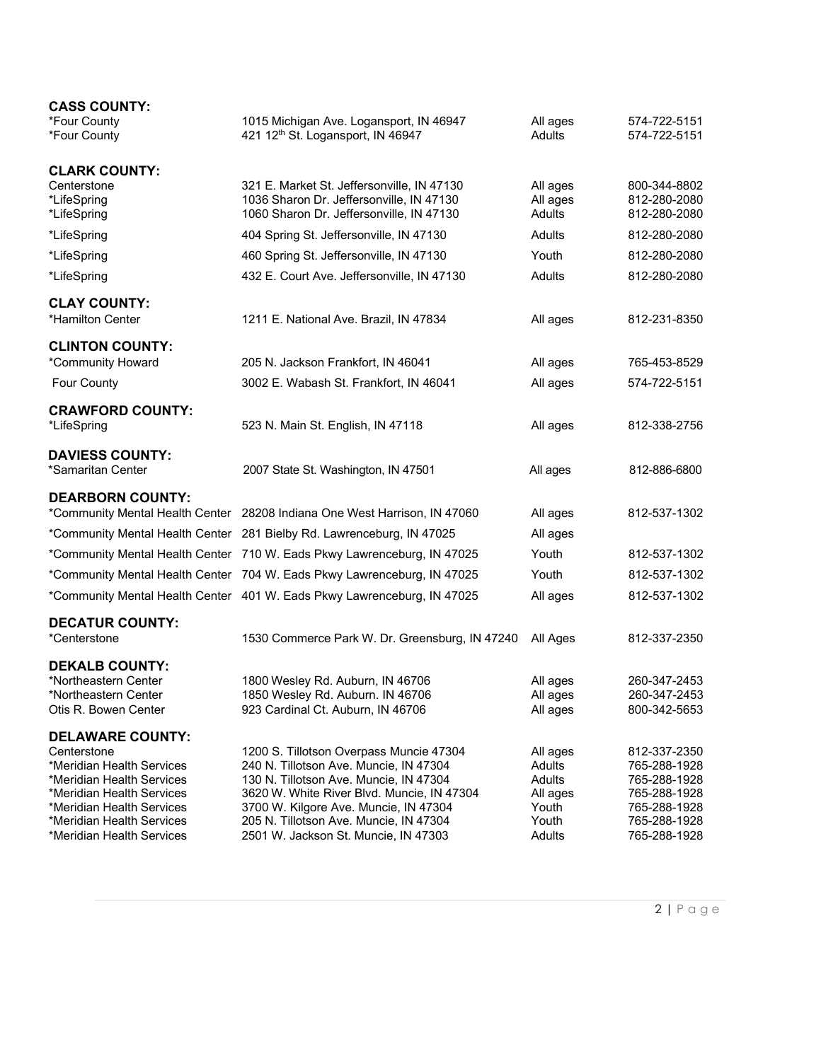**CASS COUNTY:**

| | | | |
|---|---|---|---|
| *Four County | 1015 Michigan Ave. Logansport, IN 46947 | All ages | 574-722-5151 |
| *Four County | 421 12th St. Logansport, IN 46947 | Adults | 574-722-5151 |

**CLARK COUNTY:**

| | | | |
|---|---|---|---|
| Centerstone | 321 E. Market St. Jeffersonville, IN 47130 | All ages | 800-344-8802 |
| *LifeSpring | 1036 Sharon Dr. Jeffersonville, IN 47130 | All ages | 812-280-2080 |
| *LifeSpring | 1060 Sharon Dr. Jeffersonville, IN 47130 | Adults | 812-280-2080 |
| *LifeSpring | 404 Spring St. Jeffersonville, IN 47130 | Adults | 812-280-2080 |
| *LifeSpring | 460 Spring St. Jeffersonville, IN 47130 | Youth | 812-280-2080 |
| *LifeSpring | 432 E. Court Ave. Jeffersonville, IN 47130 | Adults | 812-280-2080 |

**CLAY COUNTY:**

| | | | |
|---|---|---|---|
| *Hamilton Center | 1211 E. National Ave. Brazil, IN 47834 | All ages | 812-231-8350 |

**CLINTON COUNTY:**

| | | | |
|---|---|---|---|
| *Community Howard | 205 N. Jackson Frankfort, IN 46041 | All ages | 765-453-8529 |
| Four County | 3002 E. Wabash St. Frankfort, IN 46041 | All ages | 574-722-5151 |

**CRAWFORD COUNTY:**

| | | | |
|---|---|---|---|
| *LifeSpring | 523 N. Main St. English, IN 47118 | All ages | 812-338-2756 |

**DAVIESS COUNTY:**

| | | | |
|---|---|---|---|
| *Samaritan Center | 2007 State St. Washington, IN 47501 | All ages | 812-886-6800 |

**DEARBORN COUNTY:**

| | | | |
|---|---|---|---|
| *Community Mental Health Center | 28208 Indiana One West Harrison, IN 47060 | All ages | 812-537-1302 |
| *Community Mental Health Center | 281 Bielby Rd. Lawrenceburg, IN 47025 | All ages | |
| *Community Mental Health Center | 710 W. Eads Pkwy Lawrenceburg, IN 47025 | Youth | 812-537-1302 |
| *Community Mental Health Center | 704 W. Eads Pkwy Lawrenceburg, IN 47025 | Youth | 812-537-1302 |
| *Community Mental Health Center | 401 W. Eads Pkwy Lawrenceburg, IN 47025 | All ages | 812-537-1302 |

**DECATUR COUNTY:**

| | | | |
|---|---|---|---|
| *Centerstone | 1530 Commerce Park W. Dr. Greensburg, IN 47240 | All Ages | 812-337-2350 |

**DEKALB COUNTY:**

| | | | |
|---|---|---|---|
| *Northeastern Center | 1800 Wesley Rd. Auburn, IN 46706 | All ages | 260-347-2453 |
| *Northeastern Center | 1850 Wesley Rd. Auburn. IN 46706 | All ages | 260-347-2453 |
| Otis R. Bowen Center | 923 Cardinal Ct. Auburn, IN 46706 | All ages | 800-342-5653 |

**DELAWARE COUNTY:**

| | | | |
|---|---|---|---|
| Centerstone | 1200 S. Tillotson Overpass Muncie 47304 | All ages | 812-337-2350 |
| *Meridian Health Services | 240 N. Tillotson Ave. Muncie, IN 47304 | Adults | 765-288-1928 |
| *Meridian Health Services | 130 N. Tillotson Ave. Muncie, IN 47304 | Adults | 765-288-1928 |
| *Meridian Health Services | 3620 W. White River Blvd. Muncie, IN 47304 | All ages | 765-288-1928 |
| *Meridian Health Services | 3700 W. Kilgore Ave. Muncie, IN 47304 | Youth | 765-288-1928 |
| *Meridian Health Services | 205 N. Tillotson Ave. Muncie, IN 47304 | Youth | 765-288-1928 |
| *Meridian Health Services | 2501 W. Jackson St. Muncie, IN 47303 | Adults | 765-288-1928 |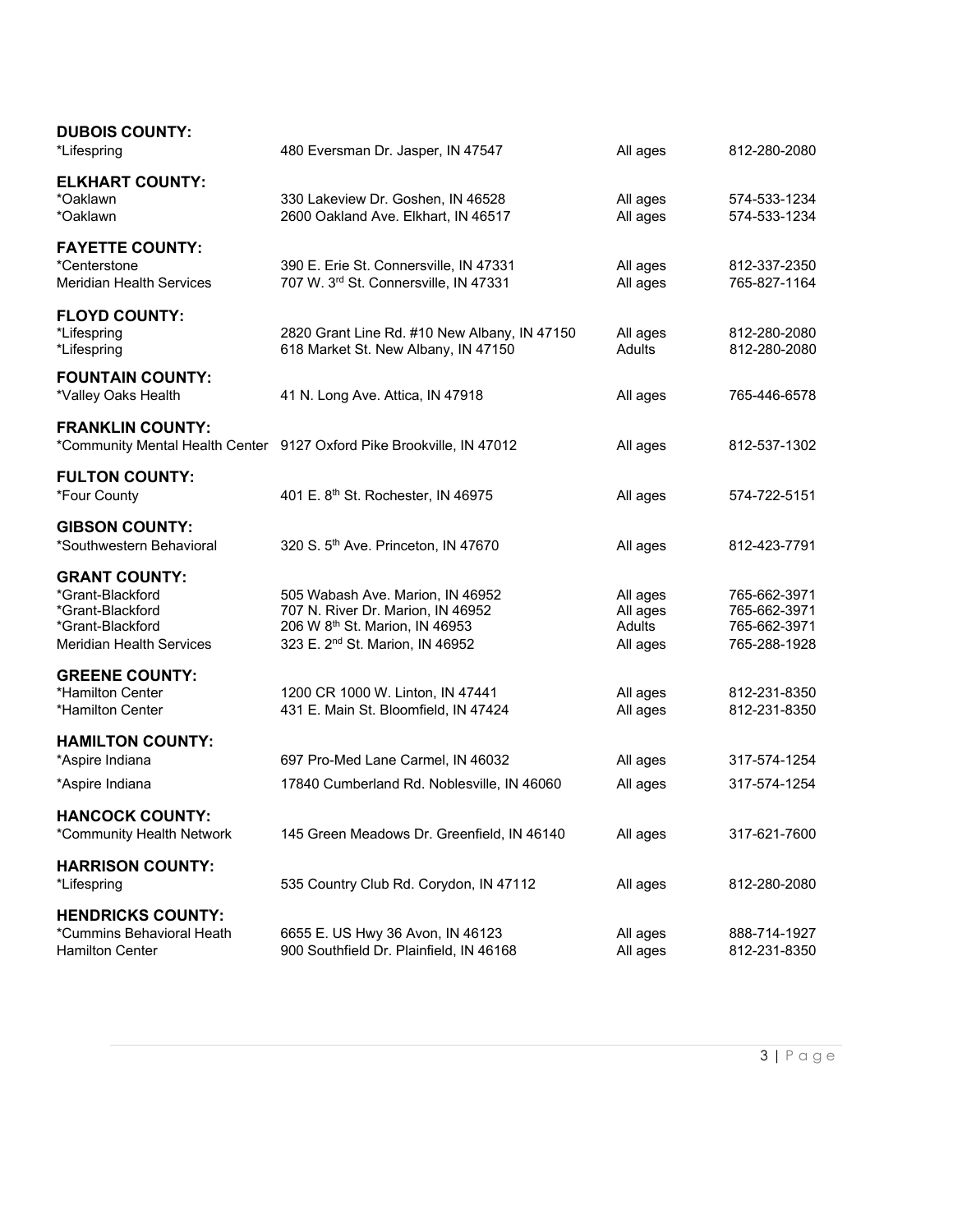**DUBOIS COUNTY:**

| | | | |
|---|---|---|---|
| *Lifespring | 480 Eversman Dr. Jasper, IN 47547 | All ages | 812-280-2080 |

**ELKHART COUNTY:**

| | | | |
|---|---|---|---|
| *Oaklawn | 330 Lakeview Dr. Goshen, IN 46528 | All ages | 574-533-1234 |
| *Oaklawn | 2600 Oakland Ave. Elkhart, IN 46517 | All ages | 574-533-1234 |

**FAYETTE COUNTY:**

| | | | |
|---|---|---|---|
| *Centerstone | 390 E. Erie St. Connersville, IN 47331 | All ages | 812-337-2350 |
| Meridian Health Services | 707 W. 3rd St. Connersville, IN 47331 | All ages | 765-827-1164 |

**FLOYD COUNTY:**

| | | | |
|---|---|---|---|
| *Lifespring | 2820 Grant Line Rd. #10 New Albany, IN 47150 | All ages | 812-280-2080 |
| *Lifespring | 618 Market St. New Albany, IN 47150 | Adults | 812-280-2080 |

**FOUNTAIN COUNTY:**

| | | | |
|---|---|---|---|
| *Valley Oaks Health | 41 N. Long Ave. Attica, IN 47918 | All ages | 765-446-6578 |

**FRANKLIN COUNTY:**

| | | | |
|---|---|---|---|
| *Community Mental Health Center | 9127 Oxford Pike Brookville, IN 47012 | All ages | 812-537-1302 |

**FULTON COUNTY:**

| | | | |
|---|---|---|---|
| *Four County | 401 E. 8th St. Rochester, IN 46975 | All ages | 574-722-5151 |

**GIBSON COUNTY:**

| | | | |
|---|---|---|---|
| *Southwestern Behavioral | 320 S. 5th Ave. Princeton, IN 47670 | All ages | 812-423-7791 |

**GRANT COUNTY:**

| | | | |
|---|---|---|---|
| *Grant-Blackford | 505 Wabash Ave. Marion, IN 46952 | All ages | 765-662-3971 |
| *Grant-Blackford | 707 N. River Dr. Marion, IN 46952 | All ages | 765-662-3971 |
| *Grant-Blackford | 206 W 8th St. Marion, IN 46953 | Adults | 765-662-3971 |
| Meridian Health Services | 323 E. 2nd St. Marion, IN 46952 | All ages | 765-288-1928 |

**GREENE COUNTY:**

| | | | |
|---|---|---|---|
| *Hamilton Center | 1200 CR 1000 W. Linton, IN 47441 | All ages | 812-231-8350 |
| *Hamilton Center | 431 E. Main St. Bloomfield, IN 47424 | All ages | 812-231-8350 |

**HAMILTON COUNTY:**

| | | | |
|---|---|---|---|
| *Aspire Indiana | 697 Pro-Med Lane Carmel, IN 46032 | All ages | 317-574-1254 |
| *Aspire Indiana | 17840 Cumberland Rd. Noblesville, IN 46060 | All ages | 317-574-1254 |

**HANCOCK COUNTY:**

| | | | |
|---|---|---|---|
| *Community Health Network | 145 Green Meadows Dr. Greenfield, IN 46140 | All ages | 317-621-7600 |

**HARRISON COUNTY:**

| | | | |
|---|---|---|---|
| *Lifespring | 535 Country Club Rd. Corydon, IN 47112 | All ages | 812-280-2080 |

**HENDRICKS COUNTY:**

| | | | |
|---|---|---|---|
| *Cummins Behavioral Heath | 6655 E. US Hwy 36 Avon, IN 46123 | All ages | 888-714-1927 |
| Hamilton Center | 900 Southfield Dr. Plainfield, IN 46168 | All ages | 812-231-8350 |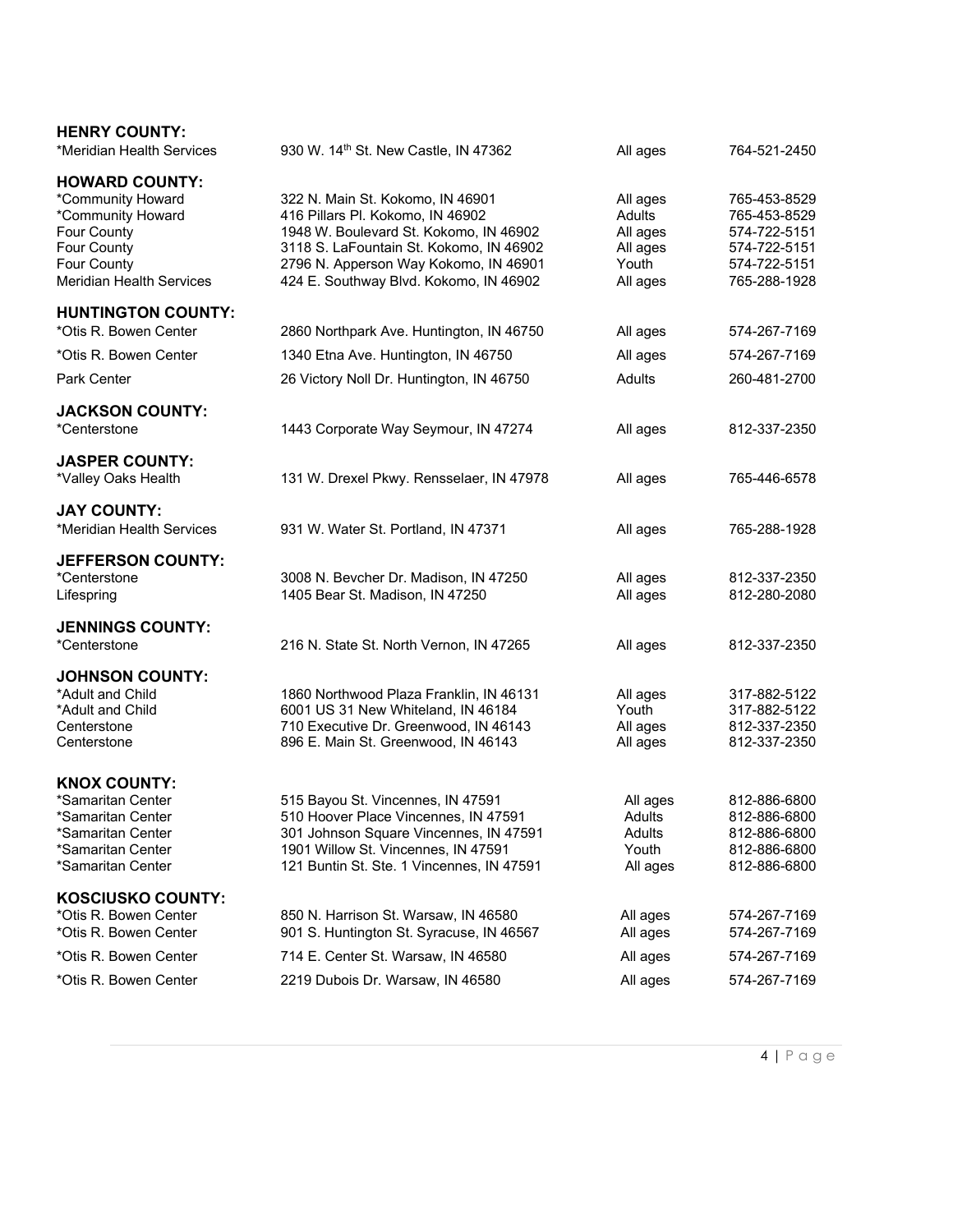**HENRY COUNTY:**

| | | | |
|---|---|---|---|
| *Meridian Health Services | 930 W. 14th St. New Castle, IN 47362 | All ages | 764-521-2450 |

**HOWARD COUNTY:**

| | | | |
|---|---|---|---|
| *Community Howard | 322 N. Main St. Kokomo, IN 46901 | All ages | 765-453-8529 |
| *Community Howard | 416 Pillars Pl. Kokomo, IN 46902 | Adults | 765-453-8529 |
| Four County | 1948 W. Boulevard St. Kokomo, IN 46902 | All ages | 574-722-5151 |
| Four County | 3118 S. LaFountain St. Kokomo, IN 46902 | All ages | 574-722-5151 |
| Four County | 2796 N. Apperson Way Kokomo, IN 46901 | Youth | 574-722-5151 |
| Meridian Health Services | 424 E. Southway Blvd. Kokomo, IN 46902 | All ages | 765-288-1928 |

**HUNTINGTON COUNTY:**

| | | | |
|---|---|---|---|
| *Otis R. Bowen Center | 2860 Northpark Ave. Huntington, IN 46750 | All ages | 574-267-7169 |
| *Otis R. Bowen Center | 1340 Etna Ave. Huntington, IN 46750 | All ages | 574-267-7169 |
| Park Center | 26 Victory Noll Dr. Huntington, IN 46750 | Adults | 260-481-2700 |

**JACKSON COUNTY:**

| | | | |
|---|---|---|---|
| *Centerstone | 1443 Corporate Way Seymour, IN 47274 | All ages | 812-337-2350 |

**JASPER COUNTY:**

| | | | |
|---|---|---|---|
| *Valley Oaks Health | 131 W. Drexel Pkwy. Rensselaer, IN 47978 | All ages | 765-446-6578 |

**JAY COUNTY:**

| | | | |
|---|---|---|---|
| *Meridian Health Services | 931 W. Water St. Portland, IN 47371 | All ages | 765-288-1928 |

**JEFFERSON COUNTY:**

| | | | |
|---|---|---|---|
| *Centerstone | 3008 N. Bevcher Dr. Madison, IN 47250 | All ages | 812-337-2350 |
| Lifespring | 1405 Bear St. Madison, IN 47250 | All ages | 812-280-2080 |

**JENNINGS COUNTY:**

| | | | |
|---|---|---|---|
| *Centerstone | 216 N. State St. North Vernon, IN 47265 | All ages | 812-337-2350 |

**JOHNSON COUNTY:**

| | | | |
|---|---|---|---|
| *Adult and Child | 1860 Northwood Plaza Franklin, IN 46131 | All ages | 317-882-5122 |
| *Adult and Child | 6001 US 31 New Whiteland, IN 46184 | Youth | 317-882-5122 |
| Centerstone | 710 Executive Dr. Greenwood, IN 46143 | All ages | 812-337-2350 |
| Centerstone | 896 E. Main St. Greenwood, IN 46143 | All ages | 812-337-2350 |

**KNOX COUNTY:**

| | | | |
|---|---|---|---|
| *Samaritan Center | 515 Bayou St. Vincennes, IN 47591 | All ages | 812-886-6800 |
| *Samaritan Center | 510 Hoover Place Vincennes, IN 47591 | Adults | 812-886-6800 |
| *Samaritan Center | 301 Johnson Square Vincennes, IN 47591 | Adults | 812-886-6800 |
| *Samaritan Center | 1901 Willow St. Vincennes, IN 47591 | Youth | 812-886-6800 |
| *Samaritan Center | 121 Buntin St. Ste. 1 Vincennes, IN 47591 | All ages | 812-886-6800 |

**KOSCIUSKO COUNTY:**

| | | | |
|---|---|---|---|
| *Otis R. Bowen Center | 850 N. Harrison St. Warsaw, IN 46580 | All ages | 574-267-7169 |
| *Otis R. Bowen Center | 901 S. Huntington St. Syracuse, IN 46567 | All ages | 574-267-7169 |
| *Otis R. Bowen Center | 714 E. Center St. Warsaw, IN 46580 | All ages | 574-267-7169 |
| *Otis R. Bowen Center | 2219 Dubois Dr. Warsaw, IN 46580 | All ages | 574-267-7169 |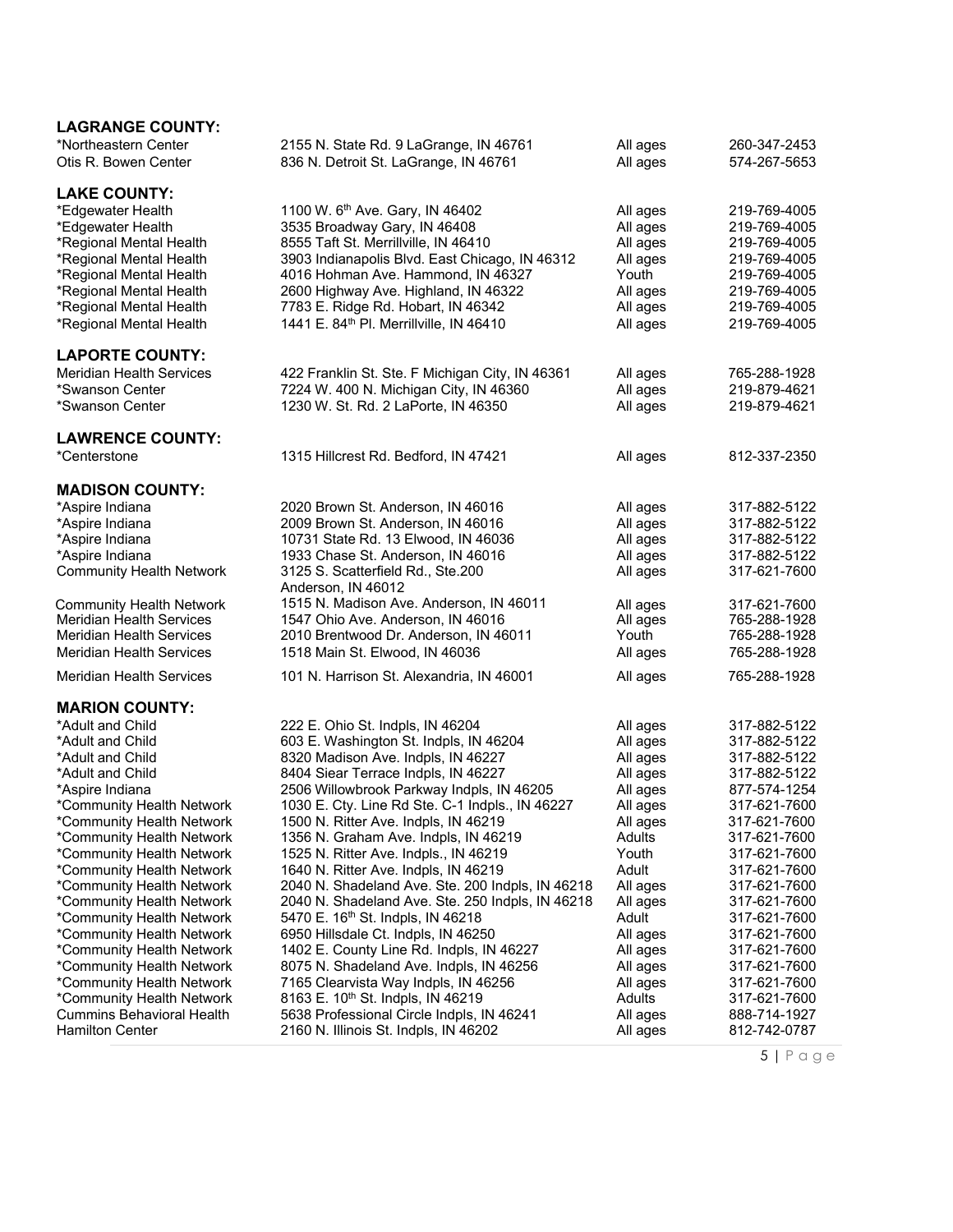**LAGRANGE COUNTY:**

| | | | |
|---|---|---|---|
| *Northeastern Center | 2155 N. State Rd. 9 LaGrange, IN 46761 | All ages | 260-347-2453 |
| Otis R. Bowen Center | 836 N. Detroit St. LaGrange, IN 46761 | All ages | 574-267-5653 |

**LAKE COUNTY:**

| | | | |
|---|---|---|---|
| *Edgewater Health | 1100 W. 6th Ave. Gary, IN 46402 | All ages | 219-769-4005 |
| *Edgewater Health | 3535 Broadway Gary, IN 46408 | All ages | 219-769-4005 |
| *Regional Mental Health | 8555 Taft St. Merrillville, IN 46410 | All ages | 219-769-4005 |
| *Regional Mental Health | 3903 Indianapolis Blvd. East Chicago, IN 46312 | All ages | 219-769-4005 |
| *Regional Mental Health | 4016 Hohman Ave. Hammond, IN 46327 | Youth | 219-769-4005 |
| *Regional Mental Health | 2600 Highway Ave. Highland, IN 46322 | All ages | 219-769-4005 |
| *Regional Mental Health | 7783 E. Ridge Rd. Hobart, IN 46342 | All ages | 219-769-4005 |
| *Regional Mental Health | 1441 E. 84th Pl. Merrillville, IN 46410 | All ages | 219-769-4005 |

**LAPORTE COUNTY:**

| | | | |
|---|---|---|---|
| Meridian Health Services | 422 Franklin St. Ste. F Michigan City, IN 46361 | All ages | 765-288-1928 |
| *Swanson Center | 7224 W. 400 N. Michigan City, IN 46360 | All ages | 219-879-4621 |
| *Swanson Center | 1230 W. St. Rd. 2 LaPorte, IN 46350 | All ages | 219-879-4621 |

**LAWRENCE COUNTY:**

| | | | |
|---|---|---|---|
| *Centerstone | 1315 Hillcrest Rd. Bedford, IN 47421 | All ages | 812-337-2350 |

**MADISON COUNTY:**

| | | | |
|---|---|---|---|
| *Aspire Indiana | 2020 Brown St. Anderson, IN 46016 | All ages | 317-882-5122 |
| *Aspire Indiana | 2009 Brown St. Anderson, IN 46016 | All ages | 317-882-5122 |
| *Aspire Indiana | 10731 State Rd. 13 Elwood, IN 46036 | All ages | 317-882-5122 |
| *Aspire Indiana | 1933 Chase St. Anderson, IN 46016 | All ages | 317-882-5122 |
| Community Health Network | 3125 S. Scatterfield Rd., Ste.200 Anderson, IN 46012 | All ages | 317-621-7600 |
| Community Health Network | 1515 N. Madison Ave. Anderson, IN 46011 | All ages | 317-621-7600 |
| Meridian Health Services | 1547 Ohio Ave. Anderson, IN 46016 | All ages | 765-288-1928 |
| Meridian Health Services | 2010 Brentwood Dr. Anderson, IN 46011 | Youth | 765-288-1928 |
| Meridian Health Services | 1518 Main St. Elwood, IN 46036 | All ages | 765-288-1928 |
| Meridian Health Services | 101 N. Harrison St. Alexandria, IN 46001 | All ages | 765-288-1928 |

**MARION COUNTY:**

| | | | |
|---|---|---|---|
| *Adult and Child | 222 E. Ohio St. Indpls, IN 46204 | All ages | 317-882-5122 |
| *Adult and Child | 603 E. Washington St. Indpls, IN 46204 | All ages | 317-882-5122 |
| *Adult and Child | 8320 Madison Ave. Indpls, IN 46227 | All ages | 317-882-5122 |
| *Adult and Child | 8404 Siear Terrace Indpls, IN 46227 | All ages | 317-882-5122 |
| *Aspire Indiana | 2506 Willowbrook Parkway Indpls, IN 46205 | All ages | 877-574-1254 |
| *Community Health Network | 1030 E. Cty. Line Rd Ste. C-1 Indpls., IN 46227 | All ages | 317-621-7600 |
| *Community Health Network | 1500 N. Ritter Ave. Indpls, IN 46219 | All ages | 317-621-7600 |
| *Community Health Network | 1356 N. Graham Ave. Indpls, IN 46219 | Adults | 317-621-7600 |
| *Community Health Network | 1525 N. Ritter Ave. Indpls., IN 46219 | Youth | 317-621-7600 |
| *Community Health Network | 1640 N. Ritter Ave. Indpls, IN 46219 | Adult | 317-621-7600 |
| *Community Health Network | 2040 N. Shadeland Ave. Ste. 200 Indpls, IN 46218 | All ages | 317-621-7600 |
| *Community Health Network | 2040 N. Shadeland Ave. Ste. 250 Indpls, IN 46218 | All ages | 317-621-7600 |
| *Community Health Network | 5470 E. 16th St. Indpls, IN 46218 | Adult | 317-621-7600 |
| *Community Health Network | 6950 Hillsdale Ct. Indpls, IN 46250 | All ages | 317-621-7600 |
| *Community Health Network | 1402 E. County Line Rd. Indpls, IN 46227 | All ages | 317-621-7600 |
| *Community Health Network | 8075 N. Shadeland Ave. Indpls, IN 46256 | All ages | 317-621-7600 |
| *Community Health Network | 7165 Clearvista Way Indpls, IN 46256 | All ages | 317-621-7600 |
| *Community Health Network | 8163 E. 10th St. Indpls, IN 46219 | Adults | 317-621-7600 |
| Cummins Behavioral Health | 5638 Professional Circle Indpls, IN 46241 | All ages | 888-714-1927 |
| Hamilton Center | 2160 N. Illinois St. Indpls, IN 46202 | All ages | 812-742-0787 |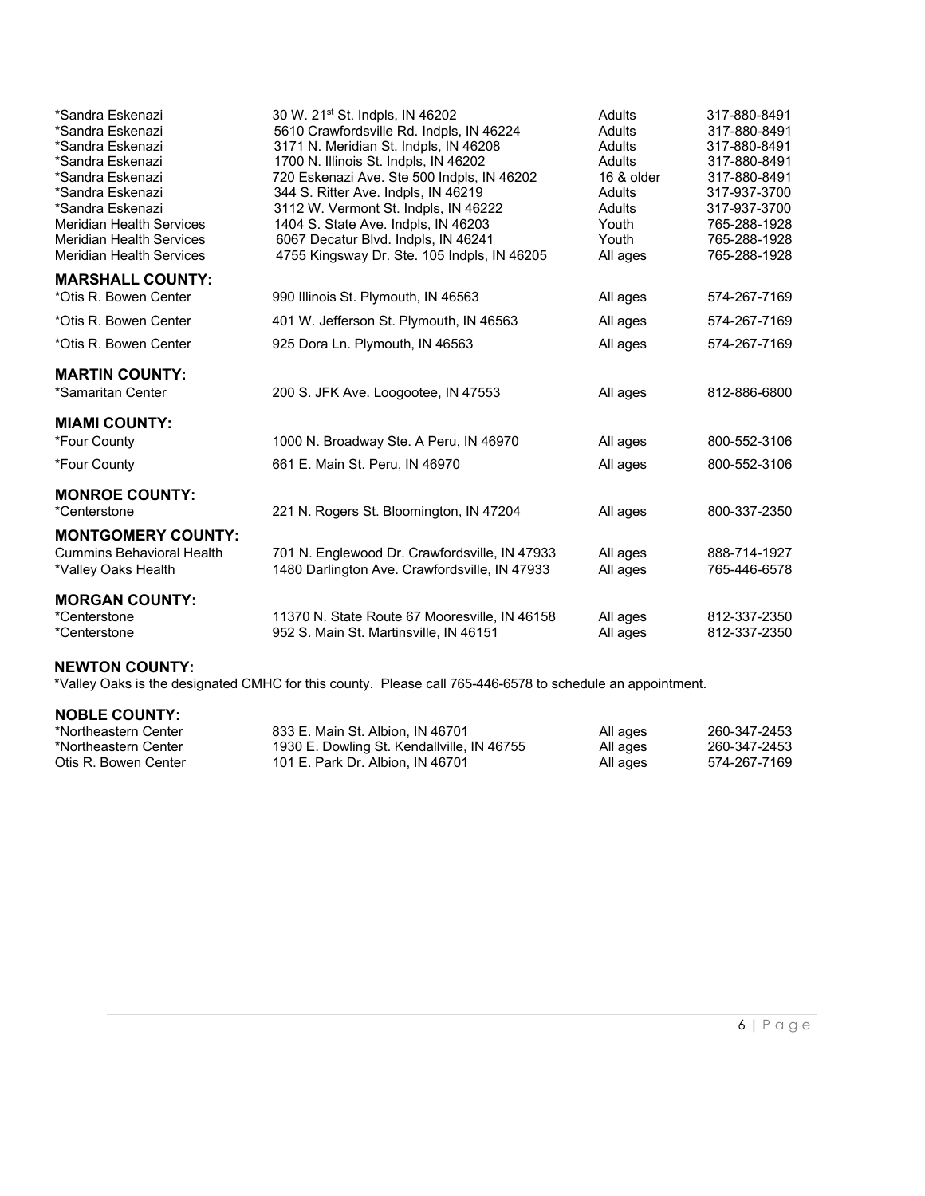| | | | |
|---|---|---|---|
| *Sandra Eskenazi | 30 W. 21st St. Indpls, IN 46202 | Adults | 317-880-8491 |
| *Sandra Eskenazi | 5610 Crawfordsville Rd. Indpls, IN 46224 | Adults | 317-880-8491 |
| *Sandra Eskenazi | 3171 N. Meridian St. Indpls, IN 46208 | Adults | 317-880-8491 |
| *Sandra Eskenazi | 1700 N. Illinois St. Indpls, IN 46202 | Adults | 317-880-8491 |
| *Sandra Eskenazi | 720 Eskenazi Ave. Ste 500 Indpls, IN 46202 | 16 & older | 317-880-8491 |
| *Sandra Eskenazi | 344 S. Ritter Ave. Indpls, IN 46219 | Adults | 317-937-3700 |
| *Sandra Eskenazi | 3112 W. Vermont St. Indpls, IN 46222 | Adults | 317-937-3700 |
| Meridian Health Services | 1404 S. State Ave. Indpls, IN 46203 | Youth | 765-288-1928 |
| Meridian Health Services | 6067 Decatur Blvd. Indpls, IN 46241 | Youth | 765-288-1928 |
| Meridian Health Services | 4755 Kingsway Dr. Ste. 105 Indpls, IN 46205 | All ages | 765-288-1928 |

### MARSHALL COUNTY:

| | | | |
|---|---|---|---|
| *Otis R. Bowen Center | 990 Illinois St. Plymouth, IN 46563 | All ages | 574-267-7169 |
| *Otis R. Bowen Center | 401 W. Jefferson St. Plymouth, IN 46563 | All ages | 574-267-7169 |
| *Otis R. Bowen Center | 925 Dora Ln. Plymouth, IN 46563 | All ages | 574-267-7169 |

### MARTIN COUNTY:

| | | | |
|---|---|---|---|
| *Samaritan Center | 200 S. JFK Ave. Loogootee, IN 47553 | All ages | 812-886-6800 |

### MIAMI COUNTY:

| | | | |
|---|---|---|---|
| *Four County | 1000 N. Broadway Ste. A Peru, IN 46970 | All ages | 800-552-3106 |
| *Four County | 661 E. Main St. Peru, IN 46970 | All ages | 800-552-3106 |

### MONROE COUNTY:

| | | | |
|---|---|---|---|
| *Centerstone | 221 N. Rogers St. Bloomington, IN 47204 | All ages | 800-337-2350 |

### MONTGOMERY COUNTY:

| | | | |
|---|---|---|---|
| Cummins Behavioral Health | 701 N. Englewood Dr. Crawfordsville, IN 47933 | All ages | 888-714-1927 |
| *Valley Oaks Health | 1480 Darlington Ave. Crawfordsville, IN 47933 | All ages | 765-446-6578 |

### MORGAN COUNTY:

| | | | |
|---|---|---|---|
| *Centerstone | 11370 N. State Route 67 Mooresville, IN 46158 | All ages | 812-337-2350 |
| *Centerstone | 952 S. Main St. Martinsville, IN 46151 | All ages | 812-337-2350 |

### NEWTON COUNTY:

*Valley Oaks is the designated CMHC for this county. Please call 765-446-6578 to schedule an appointment.

### NOBLE COUNTY:

| | | | |
|---|---|---|---|
| *Northeastern Center | 833 E. Main St. Albion, IN 46701 | All ages | 260-347-2453 |
| *Northeastern Center | 1930 E. Dowling St. Kendallville, IN 46755 | All ages | 260-347-2453 |
| Otis R. Bowen Center | 101 E. Park Dr. Albion, IN 46701 | All ages | 574-267-7169 |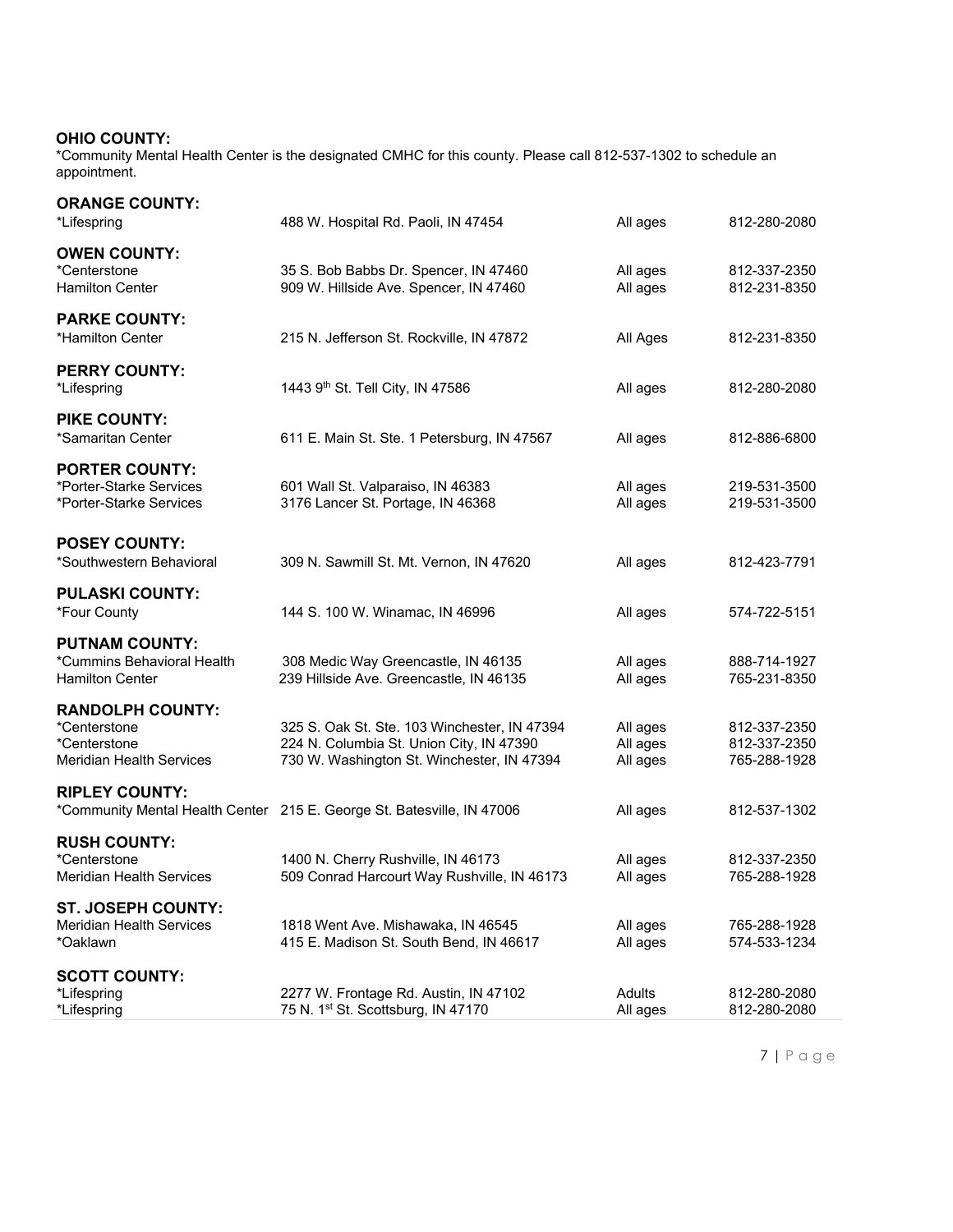**OHIO COUNTY:**
*Community Mental Health Center is the designated CMHC for this county. Please call 812-537-1302 to schedule an appointment.

**ORANGE COUNTY:**

| | | | |
|---|---|---|---|
| *Lifespring | 488 W. Hospital Rd. Paoli, IN 47454 | All ages | 812-280-2080 |

**OWEN COUNTY:**

| | | | |
|---|---|---|---|
| *Centerstone | 35 S. Bob Babbs Dr. Spencer, IN 47460 | All ages | 812-337-2350 |
| Hamilton Center | 909 W. Hillside Ave. Spencer, IN 47460 | All ages | 812-231-8350 |

**PARKE COUNTY:**

| | | | |
|---|---|---|---|
| *Hamilton Center | 215 N. Jefferson St. Rockville, IN 47872 | All Ages | 812-231-8350 |

**PERRY COUNTY:**

| | | | |
|---|---|---|---|
| *Lifespring | 1443 9th St. Tell City, IN 47586 | All ages | 812-280-2080 |

**PIKE COUNTY:**

| | | | |
|---|---|---|---|
| *Samaritan Center | 611 E. Main St. Ste. 1 Petersburg, IN 47567 | All ages | 812-886-6800 |

**PORTER COUNTY:**

| | | | |
|---|---|---|---|
| *Porter-Starke Services | 601 Wall St. Valparaiso, IN 46383 | All ages | 219-531-3500 |
| *Porter-Starke Services | 3176 Lancer St. Portage, IN 46368 | All ages | 219-531-3500 |

**POSEY COUNTY:**

| | | | |
|---|---|---|---|
| *Southwestern Behavioral | 309 N. Sawmill St. Mt. Vernon, IN 47620 | All ages | 812-423-7791 |

**PULASKI COUNTY:**

| | | | |
|---|---|---|---|
| *Four County | 144 S. 100 W. Winamac, IN 46996 | All ages | 574-722-5151 |

**PUTNAM COUNTY:**

| | | | |
|---|---|---|---|
| *Cummins Behavioral Health | 308 Medic Way Greencastle, IN 46135 | All ages | 888-714-1927 |
| Hamilton Center | 239 Hillside Ave. Greencastle, IN 46135 | All ages | 765-231-8350 |

**RANDOLPH COUNTY:**

| | | | |
|---|---|---|---|
| *Centerstone | 325 S. Oak St. Ste. 103 Winchester, IN 47394 | All ages | 812-337-2350 |
| *Centerstone | 224 N. Columbia St. Union City, IN 47390 | All ages | 812-337-2350 |
| Meridian Health Services | 730 W. Washington St. Winchester, IN 47394 | All ages | 765-288-1928 |

**RIPLEY COUNTY:**

| | | | |
|---|---|---|---|
| *Community Mental Health Center | 215 E. George St. Batesville, IN 47006 | All ages | 812-537-1302 |

**RUSH COUNTY:**

| | | | |
|---|---|---|---|
| *Centerstone | 1400 N. Cherry Rushville, IN 46173 | All ages | 812-337-2350 |
| Meridian Health Services | 509 Conrad Harcourt Way Rushville, IN 46173 | All ages | 765-288-1928 |

**ST. JOSEPH COUNTY:**

| | | | |
|---|---|---|---|
| Meridian Health Services | 1818 Went Ave. Mishawaka, IN 46545 | All ages | 765-288-1928 |
| *Oaklawn | 415 E. Madison St. South Bend, IN 46617 | All ages | 574-533-1234 |

**SCOTT COUNTY:**

| | | | |
|---|---|---|---|
| *Lifespring | 2277 W. Frontage Rd. Austin, IN 47102 | Adults | 812-280-2080 |
| *Lifespring | 75 N. 1st St. Scottsburg, IN 47170 | All ages | 812-280-2080 |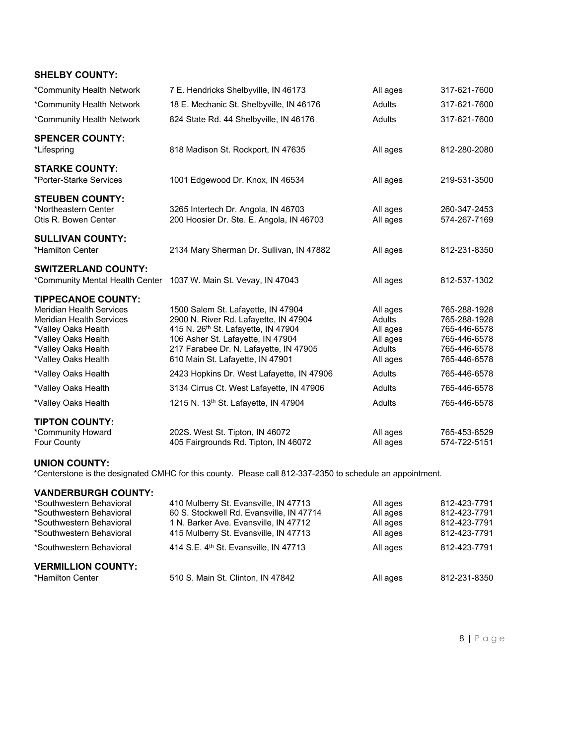**SHELBY COUNTY:**

| | | | |
|---|---|---|---|
| *Community Health Network | 7 E. Hendricks Shelbyville, IN 46173 | All ages | 317-621-7600 |
| *Community Health Network | 18 E. Mechanic St. Shelbyville, IN 46176 | Adults | 317-621-7600 |
| *Community Health Network | 824 State Rd. 44 Shelbyville, IN 46176 | Adults | 317-621-7600 |

**SPENCER COUNTY:**

| | | | |
|---|---|---|---|
| *Lifespring | 818 Madison St. Rockport, IN 47635 | All ages | 812-280-2080 |

**STARKE COUNTY:**

| | | | |
|---|---|---|---|
| *Porter-Starke Services | 1001 Edgewood Dr. Knox, IN 46534 | All ages | 219-531-3500 |

**STEUBEN COUNTY:**

| | | | |
|---|---|---|---|
| *Northeastern Center | 3265 Intertech Dr. Angola, IN 46703 | All ages | 260-347-2453 |
| Otis R. Bowen Center | 200 Hoosier Dr. Ste. E. Angola, IN 46703 | All ages | 574-267-7169 |

**SULLIVAN COUNTY:**

| | | | |
|---|---|---|---|
| *Hamilton Center | 2134 Mary Sherman Dr. Sullivan, IN 47882 | All ages | 812-231-8350 |

**SWITZERLAND COUNTY:**

| | | | |
|---|---|---|---|
| *Community Mental Health Center | 1037 W. Main St. Vevay, IN 47043 | All ages | 812-537-1302 |

**TIPPECANOE COUNTY:**

| | | | |
|---|---|---|---|
| Meridian Health Services | 1500 Salem St. Lafayette, IN 47904 | All ages | 765-288-1928 |
| Meridian Health Services | 2900 N. River Rd. Lafayette, IN 47904 | Adults | 765-288-1928 |
| *Valley Oaks Health | 415 N. 26th St. Lafayette, IN 47904 | All ages | 765-446-6578 |
| *Valley Oaks Health | 106 Asher St. Lafayette, IN 47904 | All ages | 765-446-6578 |
| *Valley Oaks Health | 217 Farabee Dr. N. Lafayette, IN 47905 | Adults | 765-446-6578 |
| *Valley Oaks Health | 610 Main St. Lafayette, IN 47901 | All ages | 765-446-6578 |
| *Valley Oaks Health | 2423 Hopkins Dr. West Lafayette, IN 47906 | Adults | 765-446-6578 |
| *Valley Oaks Health | 3134 Cirrus Ct. West Lafayette, IN 47906 | Adults | 765-446-6578 |
| *Valley Oaks Health | 1215 N. 13th St. Lafayette, IN 47904 | Adults | 765-446-6578 |

**TIPTON COUNTY:**

| | | | |
|---|---|---|---|
| *Community Howard | 202S. West St. Tipton, IN 46072 | All ages | 765-453-8529 |
| Four County | 405 Fairgrounds Rd. Tipton, IN 46072 | All ages | 574-722-5151 |

**UNION COUNTY:**

*Centerstone is the designated CMHC for this county. Please call 812-337-2350 to schedule an appointment.

**VANDERBURGH COUNTY:**

| | | | |
|---|---|---|---|
| *Southwestern Behavioral | 410 Mulberry St. Evansville, IN 47713 | All ages | 812-423-7791 |
| *Southwestern Behavioral | 60 S. Stockwell Rd. Evansville, IN 47714 | All ages | 812-423-7791 |
| *Southwestern Behavioral | 1 N. Barker Ave. Evansville, IN 47712 | All ages | 812-423-7791 |
| *Southwestern Behavioral | 415 Mulberry St. Evansville, IN 47713 | All ages | 812-423-7791 |
| *Southwestern Behavioral | 414 S.E. 4th St. Evansville, IN 47713 | All ages | 812-423-7791 |

**VERMILLION COUNTY:**

| | | | |
|---|---|---|---|
| *Hamilton Center | 510 S. Main St. Clinton, IN 47842 | All ages | 812-231-8350 |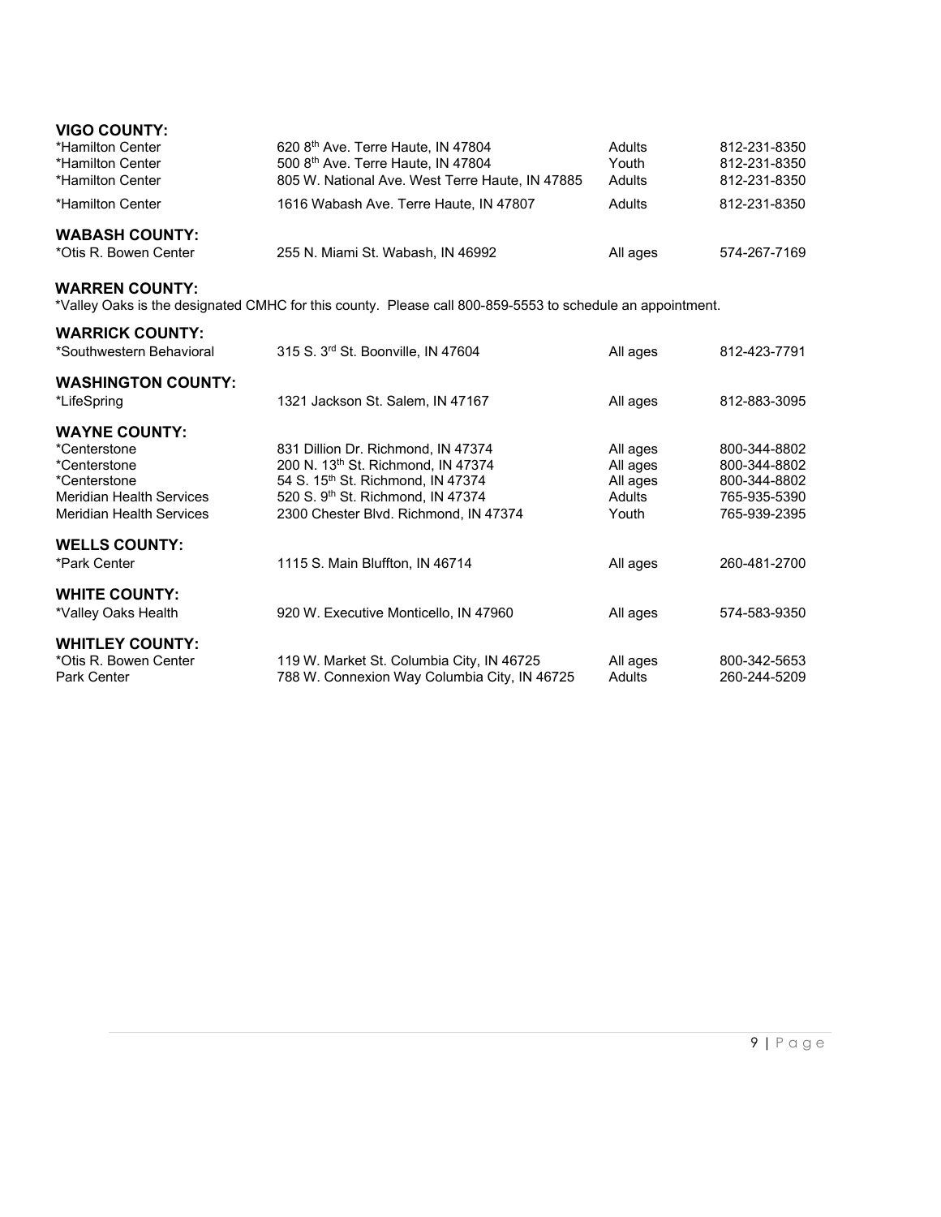**VIGO COUNTY:**

| | | | |
|---|---|---|---|
| *Hamilton Center | 620 8th Ave. Terre Haute, IN 47804 | Adults | 812-231-8350 |
| *Hamilton Center | 500 8th Ave. Terre Haute, IN 47804 | Youth | 812-231-8350 |
| *Hamilton Center | 805 W. National Ave. West Terre Haute, IN 47885 | Adults | 812-231-8350 |
| *Hamilton Center | 1616 Wabash Ave. Terre Haute, IN 47807 | Adults | 812-231-8350 |

**WABASH COUNTY:**

| | | | |
|---|---|---|---|
| *Otis R. Bowen Center | 255 N. Miami St. Wabash, IN 46992 | All ages | 574-267-7169 |

**WARREN COUNTY:**

*Valley Oaks is the designated CMHC for this county. Please call 800-859-5553 to schedule an appointment.

**WARRICK COUNTY:**

| | | | |
|---|---|---|---|
| *Southwestern Behavioral | 315 S. 3rd St. Boonville, IN 47604 | All ages | 812-423-7791 |

**WASHINGTON COUNTY:**

| | | | |
|---|---|---|---|
| *LifeSpring | 1321 Jackson St. Salem, IN 47167 | All ages | 812-883-3095 |

**WAYNE COUNTY:**

| | | | |
|---|---|---|---|
| *Centerstone | 831 Dillion Dr. Richmond, IN 47374 | All ages | 800-344-8802 |
| *Centerstone | 200 N. 13th St. Richmond, IN 47374 | All ages | 800-344-8802 |
| *Centerstone | 54 S. 15th St. Richmond, IN 47374 | All ages | 800-344-8802 |
| Meridian Health Services | 520 S. 9th St. Richmond, IN 47374 | Adults | 765-935-5390 |
| Meridian Health Services | 2300 Chester Blvd. Richmond, IN 47374 | Youth | 765-939-2395 |

**WELLS COUNTY:**

| | | | |
|---|---|---|---|
| *Park Center | 1115 S. Main Bluffton, IN 46714 | All ages | 260-481-2700 |

**WHITE COUNTY:**

| | | | |
|---|---|---|---|
| *Valley Oaks Health | 920 W. Executive Monticello, IN 47960 | All ages | 574-583-9350 |

**WHITLEY COUNTY:**

| | | | |
|---|---|---|---|
| *Otis R. Bowen Center | 119 W. Market St. Columbia City, IN 46725 | All ages | 800-342-5653 |
| Park Center | 788 W. Connexion Way Columbia City, IN 46725 | Adults | 260-244-5209 |